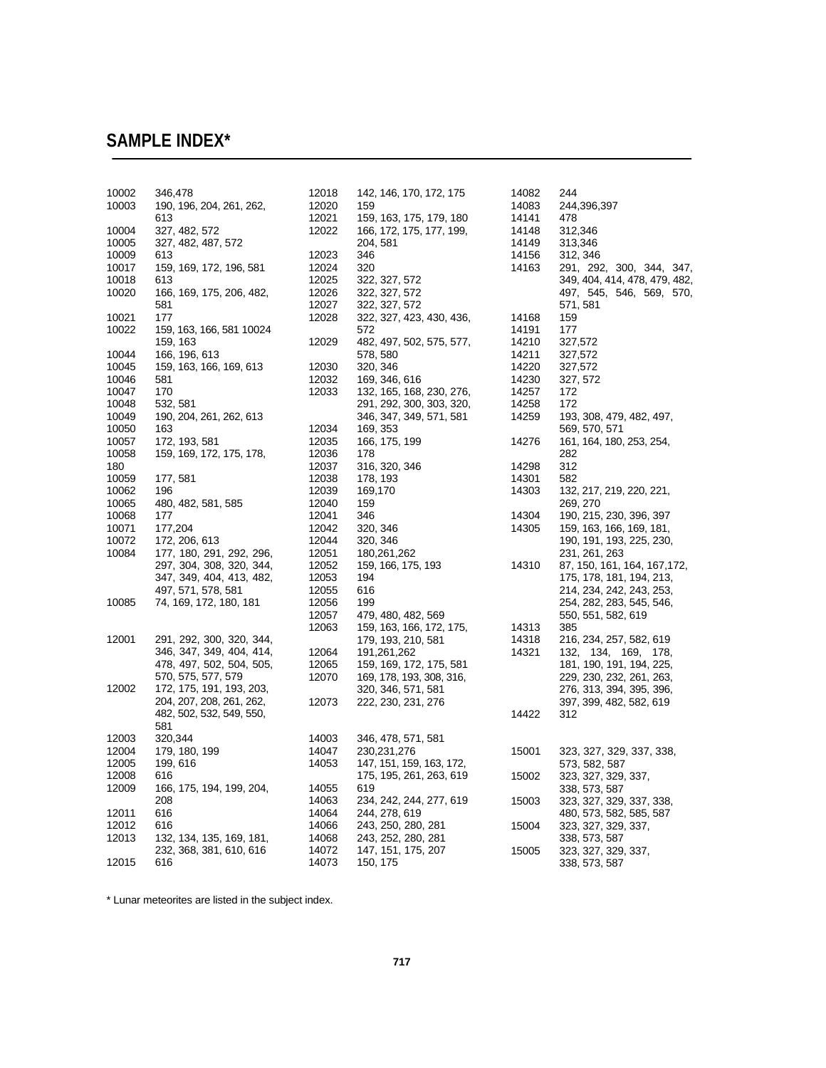# SAMPLE INDEX*

10002 346,478
10003 190, 196, 204, 261, 262, 613
10004 327, 482, 572
10005 327, 482, 487, 572
10009 613
10017 159, 169, 172, 196, 581
10018 613
10020 166, 169, 175, 206, 482, 581
10021 177
10022 159, 163, 166, 581 10024 159, 163
10044 166, 196, 613
10045 159, 163, 166, 169, 613
10046 581
10047 170
10048 532, 581
10049 190, 204, 261, 262, 613
10050 163
10057 172, 193, 581
10058 159, 169, 172, 175, 178, 180
10059 177, 581
10062 196
10065 480, 482, 581, 585
10068 177
10071 177,204
10072 172, 206, 613
10084 177, 180, 291, 292, 296, 297, 304, 308, 320, 344, 347, 349, 404, 413, 482, 497, 571, 578, 581
10085 74, 169, 172, 180, 181

12001 291, 292, 300, 320, 344, 346, 347, 349, 404, 414, 478, 497, 502, 504, 505, 570, 575, 577, 579
12002 172, 175, 191, 193, 203, 204, 207, 208, 261, 262, 482, 502, 532, 549, 550, 581
12003 320,344
12004 179, 180, 199
12005 199, 616
12008 616
12009 166, 175, 194, 199, 204, 208
12011 616
12012 616
12013 132, 134, 135, 169, 181, 232, 368, 381, 610, 616
12015 616
12018 142, 146, 170, 172, 175
12020 159
12021 159, 163, 175, 179, 180
12022 166, 172, 175, 177, 199, 204, 581
12023 346
12024 320
12025 322, 327, 572
12026 322, 327, 572
12027 322, 327, 572
12028 322, 327, 423, 430, 436, 572
12029 482, 497, 502, 575, 577, 578, 580
12030 320, 346
12032 169, 346, 616
12033 132, 165, 168, 230, 276, 291, 292, 300, 303, 320, 346, 347, 349, 571, 581
12034 169, 353
12035 166, 175, 199
12036 178
12037 316, 320, 346
12038 178, 193
12039 169,170
12040 159
12041 346
12042 320, 346
12044 320, 346
12051 180,261,262
12052 159, 166, 175, 193
12053 194
12055 616
12056 199
12057 479, 480, 482, 569
12063 159, 163, 166, 172, 175, 179, 193, 210, 581
12064 191,261,262
12065 159, 169, 172, 175, 581
12070 169, 178, 193, 308, 316, 320, 346, 571, 581
12073 222, 230, 231, 276

14003 346, 478, 571, 581
14047 230,231,276
14053 147, 151, 159, 163, 172, 175, 195, 261, 263, 619
14055 619
14063 234, 242, 244, 277, 619
14064 244, 278, 619
14066 243, 250, 280, 281
14068 243, 252, 280, 281
14072 147, 151, 175, 207
14073 150, 175
14082 244
14083 244,396,397
14141 478
14148 312,346
14149 313,346
14156 312, 346
14163 291, 292, 300, 344, 347, 349, 404, 414, 478, 479, 482, 497, 545, 546, 569, 570, 571, 581
14168 159
14191 177
14210 327,572
14211 327,572
14220 327,572
14230 327, 572
14257 172
14258 172
14259 193, 308, 479, 482, 497, 569, 570, 571
14276 161, 164, 180, 253, 254, 282
14298 312
14301 582
14303 132, 217, 219, 220, 221, 269, 270
14304 190, 215, 230, 396, 397
14305 159, 163, 166, 169, 181, 190, 191, 193, 225, 230, 231, 261, 263
14310 87, 150, 161, 164, 167,172, 175, 178, 181, 194, 213, 214, 234, 242, 243, 253, 254, 282, 283, 545, 546, 550, 551, 582, 619
14313 385
14318 216, 234, 257, 582, 619
14321 132, 134, 169, 178, 181, 190, 191, 194, 225, 229, 230, 232, 261, 263, 276, 313, 394, 395, 396, 397, 399, 482, 582, 619
14422 312

15001 323, 327, 329, 337, 338, 573, 582, 587
15002 323, 327, 329, 337, 338, 573, 587
15003 323, 327, 329, 337, 338, 480, 573, 582, 585, 587
15004 323, 327, 329, 337, 338, 573, 587
15005 323, 327, 329, 337, 338, 573, 587

* Lunar meteorites are listed in the subject index.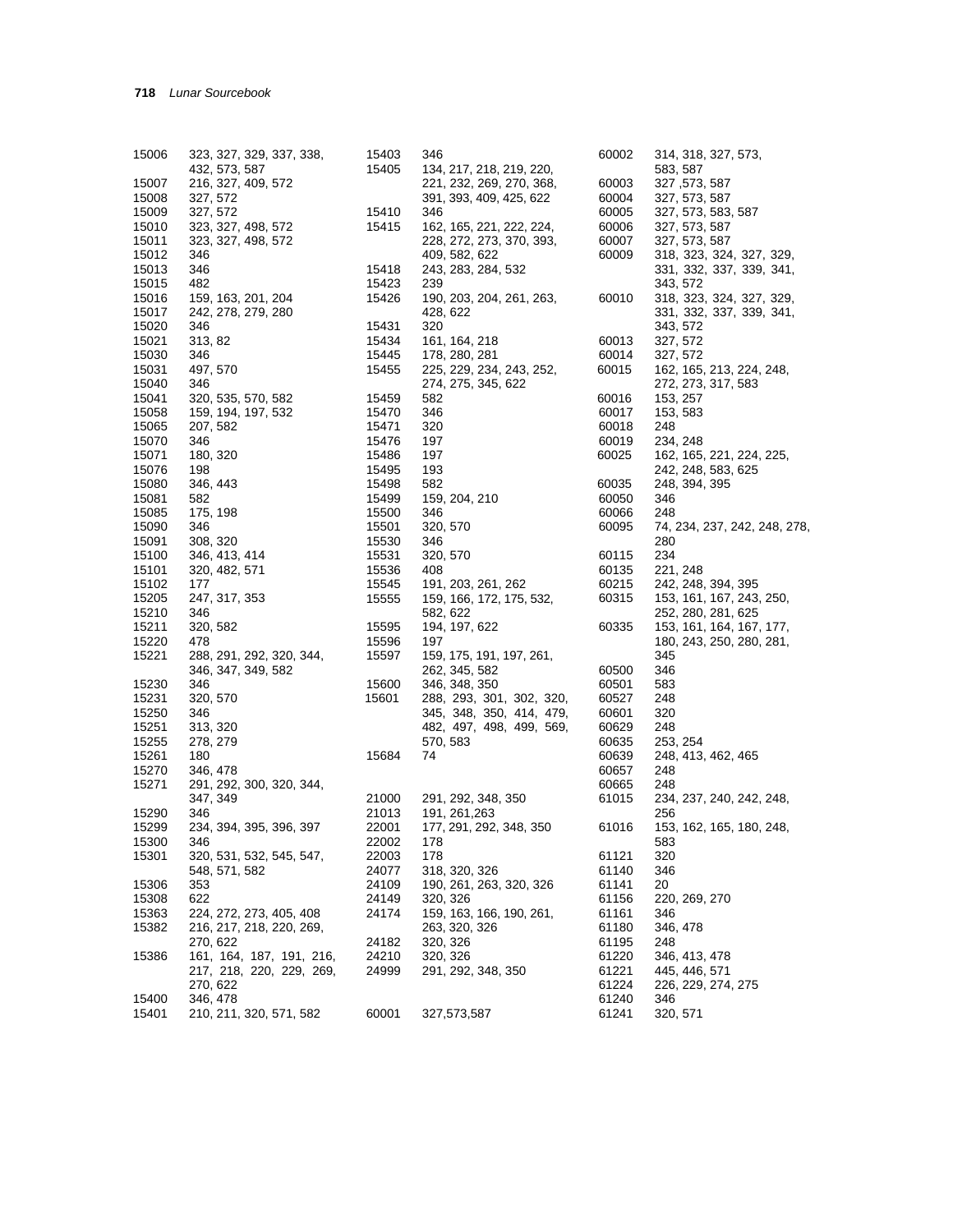| Sample | Pages |
|---|---|
| 15006 | 323, 327, 329, 337, 338, 432, 573, 587 |
| 15007 | 216, 327, 409, 572 |
| 15008 | 327, 572 |
| 15009 | 327, 572 |
| 15010 | 323, 327, 498, 572 |
| 15011 | 323, 327, 498, 572 |
| 15012 | 346 |
| 15013 | 346 |
| 15015 | 482 |
| 15016 | 159, 163, 201, 204 |
| 15017 | 242, 278, 279, 280 |
| 15020 | 346 |
| 15021 | 313, 82 |
| 15030 | 346 |
| 15031 | 497, 570 |
| 15040 | 346 |
| 15041 | 320, 535, 570, 582 |
| 15058 | 159, 194, 197, 532 |
| 15065 | 207, 582 |
| 15070 | 346 |
| 15071 | 180, 320 |
| 15076 | 198 |
| 15080 | 346, 443 |
| 15081 | 582 |
| 15085 | 175, 198 |
| 15090 | 346 |
| 15091 | 308, 320 |
| 15100 | 346, 413, 414 |
| 15101 | 320, 482, 571 |
| 15102 | 177 |
| 15205 | 247, 317, 353 |
| 15210 | 346 |
| 15211 | 320, 582 |
| 15220 | 478 |
| 15221 | 288, 291, 292, 320, 344, 346, 347, 349, 582 |
| 15230 | 346 |
| 15231 | 320, 570 |
| 15250 | 346 |
| 15251 | 313, 320 |
| 15255 | 278, 279 |
| 15261 | 180 |
| 15270 | 346, 478 |
| 15271 | 291, 292, 300, 320, 344, 347, 349 |
| 15290 | 346 |
| 15299 | 234, 394, 395, 396, 397 |
| 15300 | 346 |
| 15301 | 320, 531, 532, 545, 547, 548, 571, 582 |
| 15306 | 353 |
| 15308 | 622 |
| 15363 | 224, 272, 273, 405, 408 |
| 15382 | 216, 217, 218, 220, 269, 270, 622 |
| 15386 | 161, 164, 187, 191, 216, 217, 218, 220, 229, 269, 270, 622 |
| 15400 | 346, 478 |
| 15401 | 210, 211, 320, 571, 582 |
| 15403 | 346 |
| 15405 | 134, 217, 218, 219, 220, 221, 232, 269, 270, 368, 391, 393, 409, 425, 622 |
| 15410 | 346 |
| 15415 | 162, 165, 221, 222, 224, 228, 272, 273, 370, 393, 409, 582, 622 |
| 15418 | 243, 283, 284, 532 |
| 15423 | 239 |
| 15426 | 190, 203, 204, 261, 263, 428, 622 |
| 15431 | 320 |
| 15434 | 161, 164, 218 |
| 15445 | 178, 280, 281 |
| 15455 | 225, 229, 234, 243, 252, 274, 275, 345, 622 |
| 15459 | 582 |
| 15470 | 346 |
| 15471 | 320 |
| 15476 | 197 |
| 15486 | 197 |
| 15495 | 193 |
| 15498 | 582 |
| 15499 | 159, 204, 210 |
| 15500 | 346 |
| 15501 | 320, 570 |
| 15530 | 346 |
| 15531 | 320, 570 |
| 15536 | 408 |
| 15545 | 191, 203, 261, 262 |
| 15555 | 159, 166, 172, 175, 532, 582, 622 |
| 15595 | 194, 197, 622 |
| 15596 | 197 |
| 15597 | 159, 175, 191, 197, 261, 262, 345, 582 |
| 15600 | 346, 348, 350 |
| 15601 | 288, 293, 301, 302, 320, 345, 348, 350, 414, 479, 482, 497, 498, 499, 569, 570, 583 |
| 15684 | 74 |
| 21000 | 291, 292, 348, 350 |
| 21013 | 191, 261,263 |
| 22001 | 177, 291, 292, 348, 350 |
| 22002 | 178 |
| 22003 | 178 |
| 24077 | 318, 320, 326 |
| 24109 | 190, 261, 263, 320, 326 |
| 24149 | 320, 326 |
| 24174 | 159, 163, 166, 190, 261, 263, 320, 326 |
| 24182 | 320, 326 |
| 24210 | 320, 326 |
| 24999 | 291, 292, 348, 350 |
| 60001 | 327,573,587 |
| 60002 | 314, 318, 327, 573, 583, 587 |
| 60003 | 327 ,573, 587 |
| 60004 | 327, 573, 587 |
| 60005 | 327, 573, 583, 587 |
| 60006 | 327, 573, 587 |
| 60007 | 327, 573, 587 |
| 60009 | 318, 323, 324, 327, 329, 331, 332, 337, 339, 341, 343, 572 |
| 60010 | 318, 323, 324, 327, 329, 331, 332, 337, 339, 341, 343, 572 |
| 60013 | 327, 572 |
| 60014 | 327, 572 |
| 60015 | 162, 165, 213, 224, 248, 272, 273, 317, 583 |
| 60016 | 153, 257 |
| 60017 | 153, 583 |
| 60018 | 248 |
| 60019 | 234, 248 |
| 60025 | 162, 165, 221, 224, 225, 242, 248, 583, 625 |
| 60035 | 248, 394, 395 |
| 60050 | 346 |
| 60066 | 248 |
| 60095 | 74, 234, 237, 242, 248, 278, 280 |
| 60115 | 234 |
| 60135 | 221, 248 |
| 60215 | 242, 248, 394, 395 |
| 60315 | 153, 161, 167, 243, 250, 252, 280, 281, 625 |
| 60335 | 153, 161, 164, 167, 177, 180, 243, 250, 280, 281, 345 |
| 60500 | 346 |
| 60501 | 583 |
| 60527 | 248 |
| 60601 | 320 |
| 60629 | 248 |
| 60635 | 253, 254 |
| 60639 | 248, 413, 462, 465 |
| 60657 | 248 |
| 60665 | 248 |
| 61015 | 234, 237, 240, 242, 248, 256 |
| 61016 | 153, 162, 165, 180, 248, 583 |
| 61121 | 320 |
| 61140 | 346 |
| 61141 | 20 |
| 61156 | 220, 269, 270 |
| 61161 | 346 |
| 61180 | 346, 478 |
| 61195 | 248 |
| 61220 | 346, 413, 478 |
| 61221 | 445, 446, 571 |
| 61224 | 226, 229, 274, 275 |
| 61240 | 346 |
| 61241 | 320, 571 |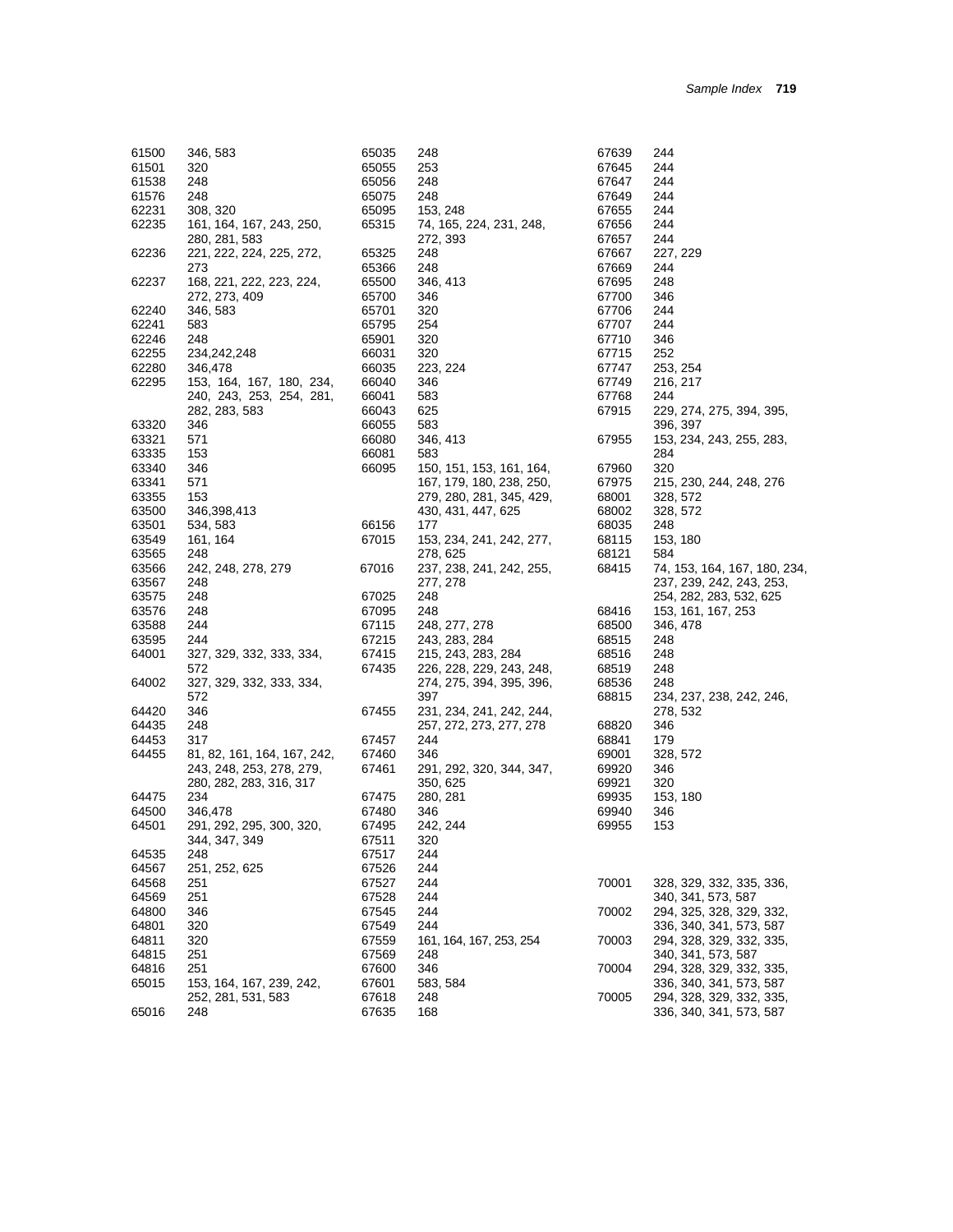| Code | Pages |
|---|---|
| 61500 | 346, 583 |
| 61501 | 320 |
| 61538 | 248 |
| 61576 | 248 |
| 62231 | 308, 320 |
| 62235 | 161, 164, 167, 243, 250, 280, 281, 583 |
| 62236 | 221, 222, 224, 225, 272, 273 |
| 62237 | 168, 221, 222, 223, 224, 272, 273, 409 |
| 62240 | 346, 583 |
| 62241 | 583 |
| 62246 | 248 |
| 62255 | 234,242,248 |
| 62280 | 346,478 |
| 62295 | 153, 164, 167, 180, 234, 240, 243, 253, 254, 281, 282, 283, 583 |
| 63320 | 346 |
| 63321 | 571 |
| 63335 | 153 |
| 63340 | 346 |
| 63341 | 571 |
| 63355 | 153 |
| 63500 | 346,398,413 |
| 63501 | 534, 583 |
| 63549 | 161, 164 |
| 63565 | 248 |
| 63566 | 242, 248, 278, 279 |
| 63567 | 248 |
| 63575 | 248 |
| 63576 | 248 |
| 63588 | 244 |
| 63595 | 244 |
| 64001 | 327, 329, 332, 333, 334, 572 |
| 64002 | 327, 329, 332, 333, 334, 572 |
| 64420 | 346 |
| 64435 | 248 |
| 64453 | 317 |
| 64455 | 81, 82, 161, 164, 167, 242, 243, 248, 253, 278, 279, 280, 282, 283, 316, 317 |
| 64475 | 234 |
| 64500 | 346,478 |
| 64501 | 291, 292, 295, 300, 320, 344, 347, 349 |
| 64535 | 248 |
| 64567 | 251, 252, 625 |
| 64568 | 251 |
| 64569 | 251 |
| 64800 | 346 |
| 64801 | 320 |
| 64811 | 320 |
| 64815 | 251 |
| 64816 | 251 |
| 65015 | 153, 164, 167, 239, 242, 252, 281, 531, 583 |
| 65016 | 248 |
| 65035 | 248 |
| 65055 | 253 |
| 65056 | 248 |
| 65075 | 248 |
| 65095 | 153, 248 |
| 65315 | 74, 165, 224, 231, 248, 272, 393 |
| 65325 | 248 |
| 65366 | 248 |
| 65500 | 346, 413 |
| 65700 | 346 |
| 65701 | 320 |
| 65795 | 254 |
| 65901 | 320 |
| 66031 | 320 |
| 66035 | 223, 224 |
| 66040 | 346 |
| 66041 | 583 |
| 66043 | 625 |
| 66055 | 583 |
| 66080 | 346, 413 |
| 66081 | 583 |
| 66095 | 150, 151, 153, 161, 164, 167, 179, 180, 238, 250, 279, 280, 281, 345, 429, 430, 431, 447, 625 |
| 66156 | 177 |
| 67015 | 153, 234, 241, 242, 277, 278, 625 |
| 67016 | 237, 238, 241, 242, 255, 277, 278 |
| 67025 | 248 |
| 67095 | 248 |
| 67115 | 248, 277, 278 |
| 67215 | 243, 283, 284 |
| 67415 | 215, 243, 283, 284 |
| 67435 | 226, 228, 229, 243, 248, 274, 275, 394, 395, 396, 397 |
| 67455 | 231, 234, 241, 242, 244, 257, 272, 273, 277, 278 |
| 67457 | 244 |
| 67460 | 346 |
| 67461 | 291, 292, 320, 344, 347, 350, 625 |
| 67475 | 280, 281 |
| 67480 | 346 |
| 67495 | 242, 244 |
| 67511 | 320 |
| 67517 | 244 |
| 67526 | 244 |
| 67527 | 244 |
| 67528 | 244 |
| 67545 | 244 |
| 67549 | 244 |
| 67559 | 161, 164, 167, 253, 254 |
| 67569 | 248 |
| 67600 | 346 |
| 67601 | 583, 584 |
| 67618 | 248 |
| 67635 | 168 |
| 67639 | 244 |
| 67645 | 244 |
| 67647 | 244 |
| 67649 | 244 |
| 67655 | 244 |
| 67656 | 244 |
| 67657 | 244 |
| 67667 | 227, 229 |
| 67669 | 244 |
| 67695 | 248 |
| 67700 | 346 |
| 67706 | 244 |
| 67707 | 244 |
| 67710 | 346 |
| 67715 | 252 |
| 67747 | 253, 254 |
| 67749 | 216, 217 |
| 67768 | 244 |
| 67915 | 229, 274, 275, 394, 395, 396, 397 |
| 67955 | 153, 234, 243, 255, 283, 284 |
| 67960 | 320 |
| 67975 | 215, 230, 244, 248, 276 |
| 68001 | 328, 572 |
| 68002 | 328, 572 |
| 68035 | 248 |
| 68115 | 153, 180 |
| 68121 | 584 |
| 68415 | 74, 153, 164, 167, 180, 234, 237, 239, 242, 243, 253, 254, 282, 283, 532, 625 |
| 68416 | 153, 161, 167, 253 |
| 68500 | 346, 478 |
| 68515 | 248 |
| 68516 | 248 |
| 68519 | 248 |
| 68536 | 248 |
| 68815 | 234, 237, 238, 242, 246, 278, 532 |
| 68820 | 346 |
| 68841 | 179 |
| 69001 | 328, 572 |
| 69920 | 346 |
| 69921 | 320 |
| 69935 | 153, 180 |
| 69940 | 346 |
| 69955 | 153 |
| 70001 | 328, 329, 332, 335, 336, 340, 341, 573, 587 |
| 70002 | 294, 325, 328, 329, 332, 336, 340, 341, 573, 587 |
| 70003 | 294, 328, 329, 332, 335, 340, 341, 573, 587 |
| 70004 | 294, 328, 329, 332, 335, 336, 340, 341, 573, 587 |
| 70005 | 294, 328, 329, 332, 335, 336, 340, 341, 573, 587 |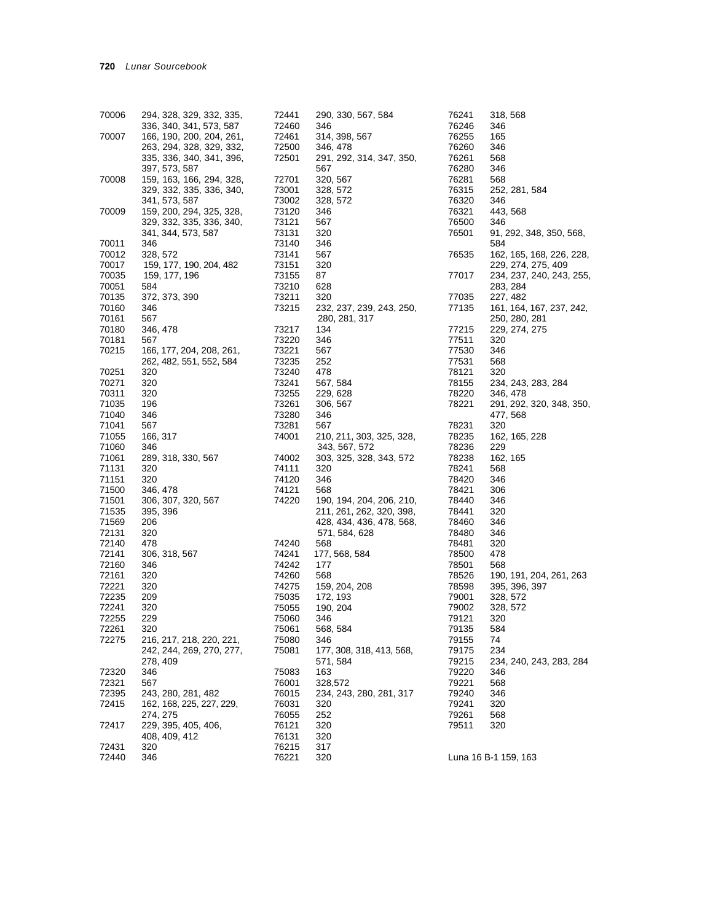70006 294, 328, 329, 332, 335, 336, 340, 341, 573, 587
70007 166, 190, 200, 204, 261, 263, 294, 328, 329, 332, 335, 336, 340, 341, 396, 397, 573, 587
70008 159, 163, 166, 294, 328, 329, 332, 335, 336, 340, 341, 573, 587
70009 159, 200, 294, 325, 328, 329, 332, 335, 336, 340, 341, 344, 573, 587
70011 346
70012 328, 572
70017 159, 177, 190, 204, 482
70035 159, 177, 196
70051 584
70135 372, 373, 390
70160 346
70161 567
70180 346, 478
70181 567
70215 166, 177, 204, 208, 261, 262, 482, 551, 552, 584
70251 320
70271 320
70311 320
71035 196
71040 346
71041 567
71055 166, 317
71060 346
71061 289, 318, 330, 567
71131 320
71151 320
71500 346, 478
71501 306, 307, 320, 567
71535 395, 396
71569 206
72131 320
72140 478
72141 306, 318, 567
72160 346
72161 320
72221 320
72235 209
72241 320
72255 229
72261 320
72275 216, 217, 218, 220, 221, 242, 244, 269, 270, 277, 278, 409
72320 346
72321 567
72395 243, 280, 281, 482
72415 162, 168, 225, 227, 229, 274, 275
72417 229, 395, 405, 406, 408, 409, 412
72431 320
72440 346
72441 290, 330, 567, 584
72460 346
72461 314, 398, 567
72500 346, 478
72501 291, 292, 314, 347, 350, 567
72701 320, 567
73001 328, 572
73002 328, 572
73120 346
73121 567
73131 320
73140 346
73141 567
73151 320
73155 87
73210 628
73211 320
73215 232, 237, 239, 243, 250, 280, 281, 317
73217 134
73220 346
73221 567
73235 252
73240 478
73241 567, 584
73255 229, 628
73261 306, 567
73280 346
73281 567
74001 210, 211, 303, 325, 328, 343, 567, 572
74002 303, 325, 328, 343, 572
74111 320
74120 346
74121 568
74220 190, 194, 204, 206, 210, 211, 261, 262, 320, 398, 428, 434, 436, 478, 568, 571, 584, 628
74240 568
74241 177, 568, 584
74242 177
74260 568
74275 159, 204, 208
75035 172, 193
75055 190, 204
75060 346
75061 568, 584
75080 346
75081 177, 308, 318, 413, 568, 571, 584
75083 163
76001 328,572
76015 234, 243, 280, 281, 317
76031 320
76055 252
76121 320
76131 320
76215 317
76221 320
76241 318, 568
76246 346
76255 165
76260 346
76261 568
76280 346
76281 568
76315 252, 281, 584
76320 346
76321 443, 568
76500 346
76501 91, 292, 348, 350, 568, 584
76535 162, 165, 168, 226, 228, 229, 274, 275, 409
77017 234, 237, 240, 243, 255, 283, 284
77035 227, 482
77135 161, 164, 167, 237, 242, 250, 280, 281
77215 229, 274, 275
77511 320
77530 346
77531 568
78121 320
78155 234, 243, 283, 284
78220 346, 478
78221 291, 292, 320, 348, 350, 477, 568
78231 320
78235 162, 165, 228
78236 229
78238 162, 165
78241 568
78420 346
78421 306
78440 346
78441 320
78460 346
78480 346
78481 320
78500 478
78501 568
78526 190, 191, 204, 261, 263
78598 395, 396, 397
79001 328, 572
79002 328, 572
79121 320
79135 584
79155 74
79175 234
79215 234, 240, 243, 283, 284
79220 346
79221 568
79240 346
79241 320
79261 568
79511 320

Luna 16 B-1 159, 163